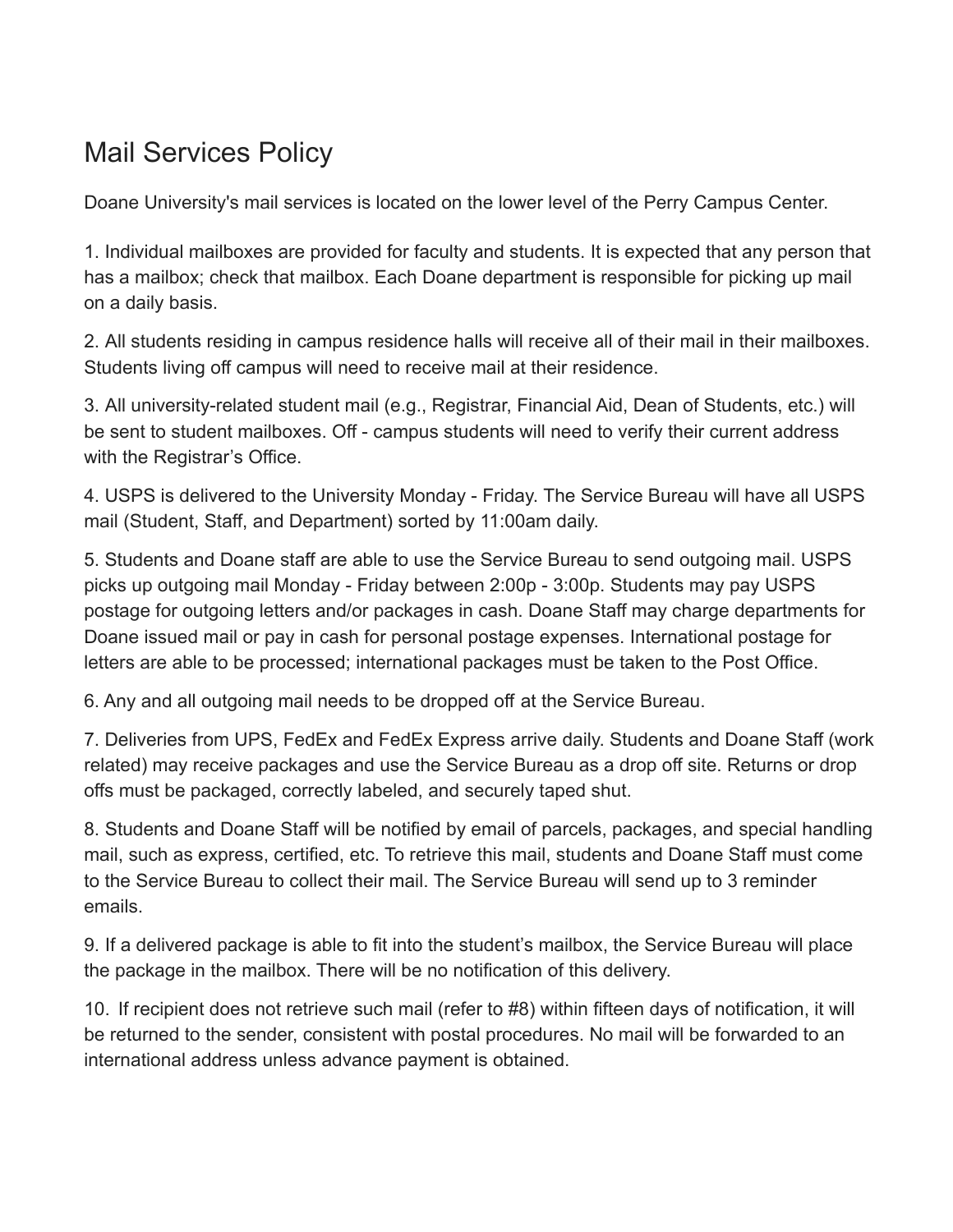# Mail Services Policy

Doane University's mail services is located on the lower level of the Perry Campus Center.

1. Individual mailboxes are provided for faculty and students. It is expected that any person that has a mailbox; check that mailbox. Each Doane department is responsible for picking up mail on a daily basis.

2. All students residing in campus residence halls will receive all of their mail in their mailboxes. Students living off campus will need to receive mail at their residence.

3. All university-related student mail (e.g., Registrar, Financial Aid, Dean of Students, etc.) will be sent to student mailboxes. Off - campus students will need to verify their current address with the Registrar's Office.

4. USPS is delivered to the University Monday - Friday. The Service Bureau will have all USPS mail (Student, Staff, and Department) sorted by 11:00am daily.

5. Students and Doane staff are able to use the Service Bureau to send outgoing mail. USPS picks up outgoing mail Monday - Friday between 2:00p - 3:00p. Students may pay USPS postage for outgoing letters and/or packages in cash. Doane Staff may charge departments for Doane issued mail or pay in cash for personal postage expenses. International postage for letters are able to be processed; international packages must be taken to the Post Office.

6. Any and all outgoing mail needs to be dropped off at the Service Bureau.

7. Deliveries from UPS, FedEx and FedEx Express arrive daily. Students and Doane Staff (work related) may receive packages and use the Service Bureau as a drop off site. Returns or drop offs must be packaged, correctly labeled, and securely taped shut.

8. Students and Doane Staff will be notified by email of parcels, packages, and special handling mail, such as express, certified, etc. To retrieve this mail, students and Doane Staff must come to the Service Bureau to collect their mail. The Service Bureau will send up to 3 reminder emails.

9. If a delivered package is able to fit into the student's mailbox, the Service Bureau will place the package in the mailbox. There will be no notification of this delivery.

10. If recipient does not retrieve such mail (refer to #8) within fifteen days of notification, it will be returned to the sender, consistent with postal procedures. No mail will be forwarded to an international address unless advance payment is obtained.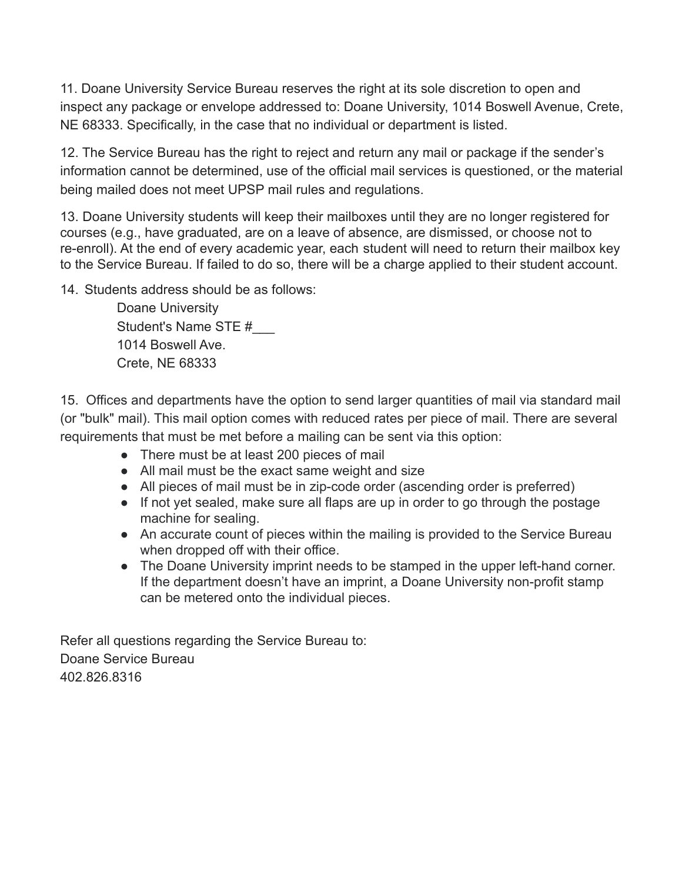11. Doane University Service Bureau reserves the right at its sole discretion to open and inspect any package or envelope addressed to: Doane University, 1014 Boswell Avenue, Crete, NE 68333. Specifically, in the case that no individual or department is listed.

12. The Service Bureau has the right to reject and return any mail or package if the sender's information cannot be determined, use of the official mail services is questioned, or the material being mailed does not meet UPSP mail rules and regulations.

13. Doane University students will keep their mailboxes until they are no longer registered for courses (e.g., have graduated, are on a leave of absence, are dismissed, or choose not to re-enroll). At the end of every academic year, each student will need to return their mailbox key to the Service Bureau. If failed to do so, there will be a charge applied to their student account.

14. Students address should be as follows:

    Doane University
    Student's Name STE #___
    1014 Boswell Ave.
    Crete, NE 68333

15. Offices and departments have the option to send larger quantities of mail via standard mail (or "bulk" mail). This mail option comes with reduced rates per piece of mail. There are several requirements that must be met before a mailing can be sent via this option:

- There must be at least 200 pieces of mail
- All mail must be the exact same weight and size
- All pieces of mail must be in zip-code order (ascending order is preferred)
- If not yet sealed, make sure all flaps are up in order to go through the postage machine for sealing.
- An accurate count of pieces within the mailing is provided to the Service Bureau when dropped off with their office.
- The Doane University imprint needs to be stamped in the upper left-hand corner. If the department doesn't have an imprint, a Doane University non-profit stamp can be metered onto the individual pieces.

Refer all questions regarding the Service Bureau to:
Doane Service Bureau
402.826.8316